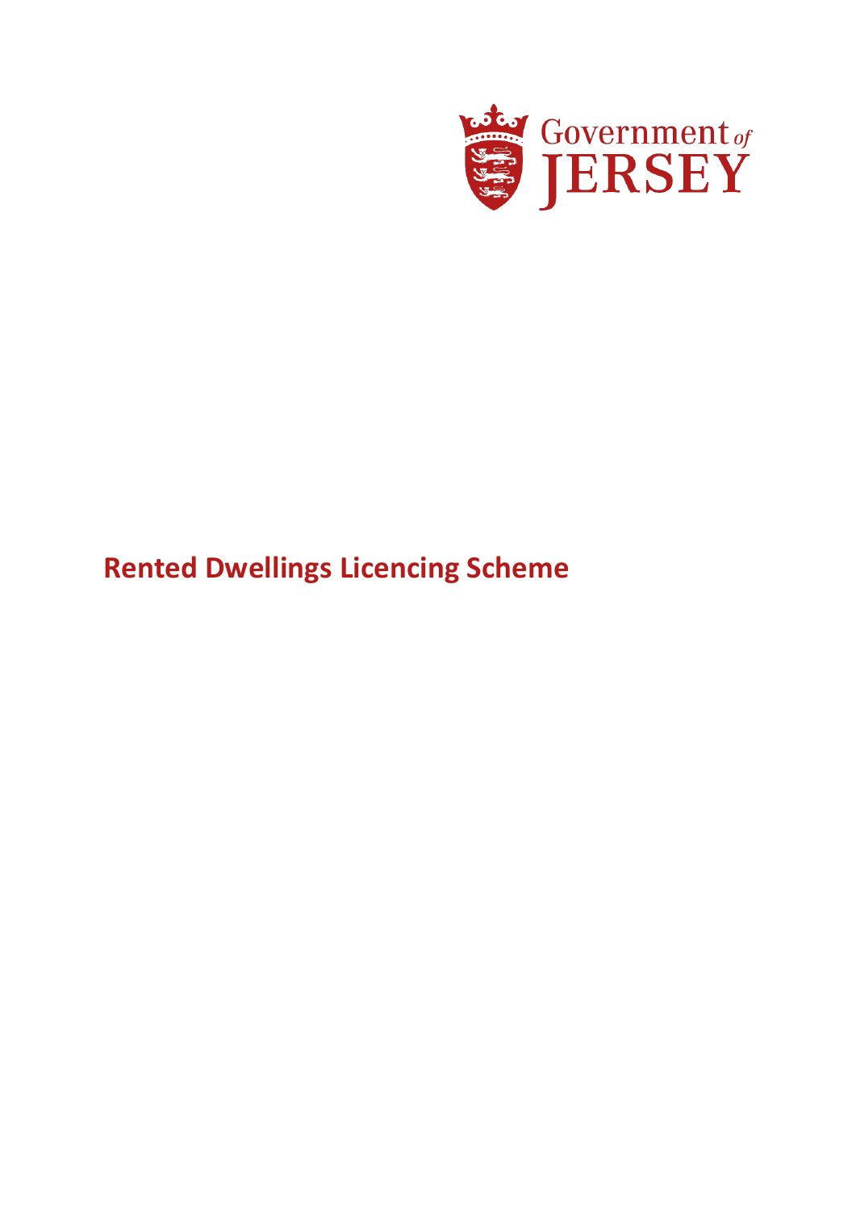Government of JERSEY

# Rented Dwellings Licencing Scheme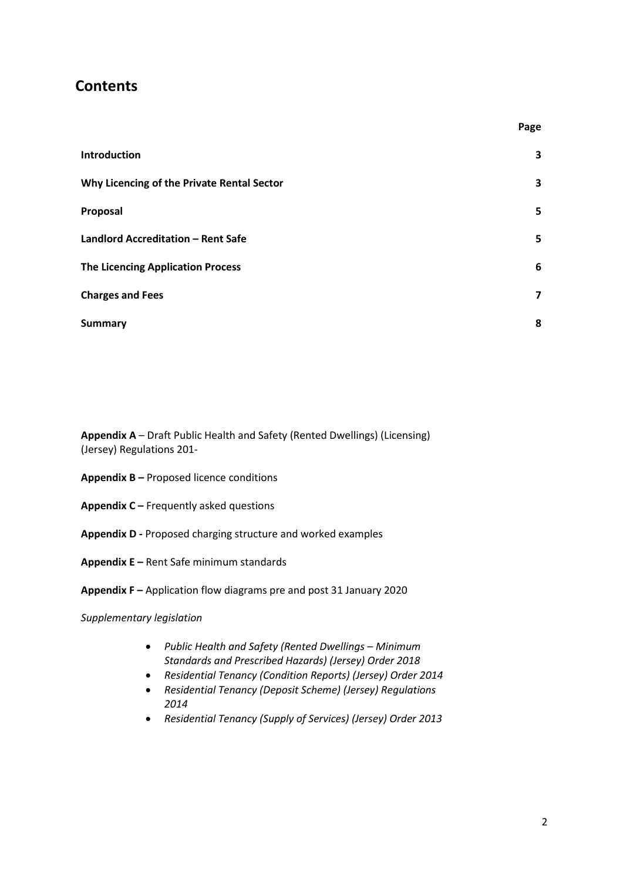# Contents

| | Page |
|---|---|
| **Introduction** | **3** |
| **Why Licencing of the Private Rental Sector** | **3** |
| **Proposal** | **5** |
| **Landlord Accreditation – Rent Safe** | **5** |
| **The Licencing Application Process** | **6** |
| **Charges and Fees** | **7** |
| **Summary** | **8** |

**Appendix A** – Draft Public Health and Safety (Rented Dwellings) (Licensing) (Jersey) Regulations 201-

**Appendix B –** Proposed licence conditions

**Appendix C –** Frequently asked questions

**Appendix D -** Proposed charging structure and worked examples

**Appendix E –** Rent Safe minimum standards

**Appendix F –** Application flow diagrams pre and post 31 January 2020

*Supplementary legislation*

- *Public Health and Safety (Rented Dwellings – Minimum Standards and Prescribed Hazards) (Jersey) Order 2018*
- *Residential Tenancy (Condition Reports) (Jersey) Order 2014*
- *Residential Tenancy (Deposit Scheme) (Jersey) Regulations 2014*
- *Residential Tenancy (Supply of Services) (Jersey) Order 2013*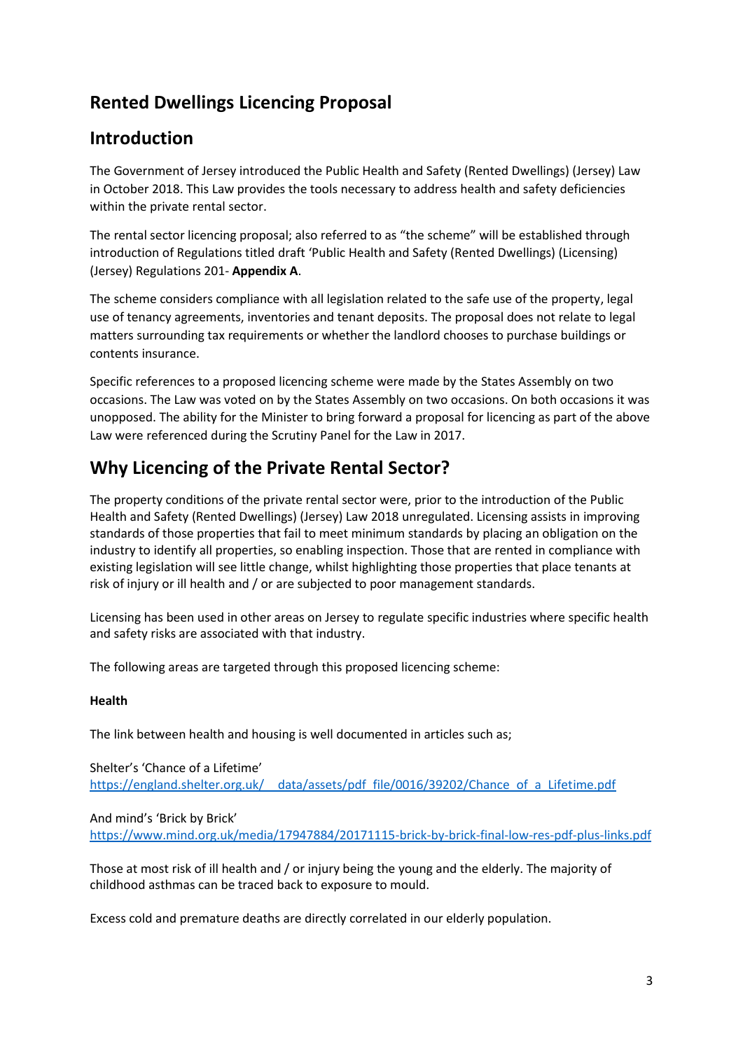## Rented Dwellings Licencing Proposal

## Introduction

The Government of Jersey introduced the Public Health and Safety (Rented Dwellings) (Jersey) Law in October 2018. This Law provides the tools necessary to address health and safety deficiencies within the private rental sector.

The rental sector licencing proposal; also referred to as "the scheme" will be established through introduction of Regulations titled draft 'Public Health and Safety (Rented Dwellings) (Licensing) (Jersey) Regulations 201- **Appendix A**.

The scheme considers compliance with all legislation related to the safe use of the property, legal use of tenancy agreements, inventories and tenant deposits. The proposal does not relate to legal matters surrounding tax requirements or whether the landlord chooses to purchase buildings or contents insurance.

Specific references to a proposed licencing scheme were made by the States Assembly on two occasions. The Law was voted on by the States Assembly on two occasions. On both occasions it was unopposed. The ability for the Minister to bring forward a proposal for licencing as part of the above Law were referenced during the Scrutiny Panel for the Law in 2017.

## Why Licencing of the Private Rental Sector?

The property conditions of the private rental sector were, prior to the introduction of the Public Health and Safety (Rented Dwellings) (Jersey) Law 2018 unregulated. Licensing assists in improving standards of those properties that fail to meet minimum standards by placing an obligation on the industry to identify all properties, so enabling inspection. Those that are rented in compliance with existing legislation will see little change, whilst highlighting those properties that place tenants at risk of injury or ill health and / or are subjected to poor management standards.

Licensing has been used in other areas on Jersey to regulate specific industries where specific health and safety risks are associated with that industry.

The following areas are targeted through this proposed licencing scheme:

**Health**

The link between health and housing is well documented in articles such as;

Shelter's 'Chance of a Lifetime'
https://england.shelter.org.uk/__data/assets/pdf_file/0016/39202/Chance_of_a_Lifetime.pdf

And mind's 'Brick by Brick'
https://www.mind.org.uk/media/17947884/20171115-brick-by-brick-final-low-res-pdf-plus-links.pdf

Those at most risk of ill health and / or injury being the young and the elderly. The majority of childhood asthmas can be traced back to exposure to mould.

Excess cold and premature deaths are directly correlated in our elderly population.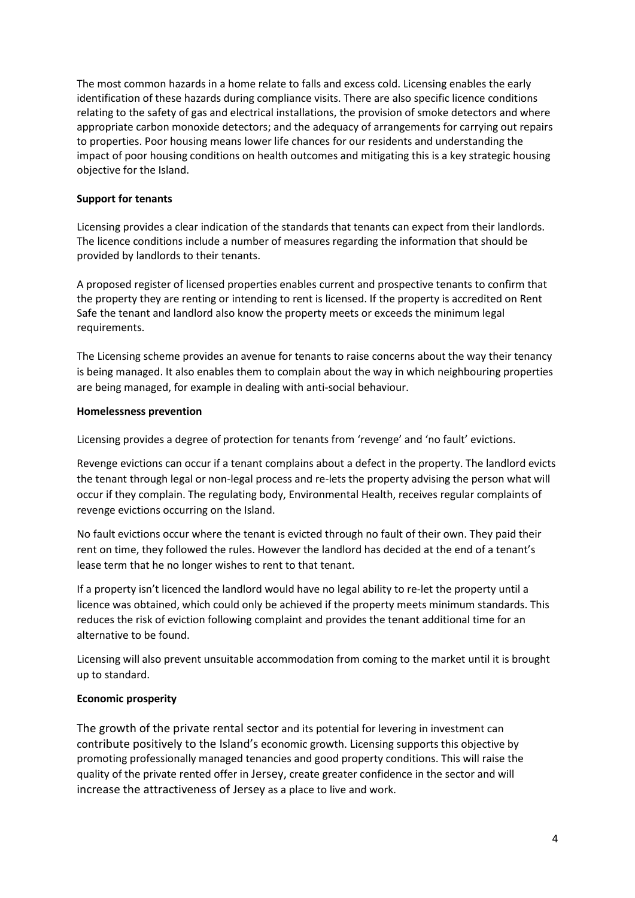The most common hazards in a home relate to falls and excess cold. Licensing enables the early identification of these hazards during compliance visits. There are also specific licence conditions relating to the safety of gas and electrical installations, the provision of smoke detectors and where appropriate carbon monoxide detectors; and the adequacy of arrangements for carrying out repairs to properties. Poor housing means lower life chances for our residents and understanding the impact of poor housing conditions on health outcomes and mitigating this is a key strategic housing objective for the Island.

**Support for tenants**

Licensing provides a clear indication of the standards that tenants can expect from their landlords. The licence conditions include a number of measures regarding the information that should be provided by landlords to their tenants.

A proposed register of licensed properties enables current and prospective tenants to confirm that the property they are renting or intending to rent is licensed. If the property is accredited on Rent Safe the tenant and landlord also know the property meets or exceeds the minimum legal requirements.

The Licensing scheme provides an avenue for tenants to raise concerns about the way their tenancy is being managed. It also enables them to complain about the way in which neighbouring properties are being managed, for example in dealing with anti-social behaviour.

**Homelessness prevention**

Licensing provides a degree of protection for tenants from 'revenge' and 'no fault' evictions.

Revenge evictions can occur if a tenant complains about a defect in the property. The landlord evicts the tenant through legal or non-legal process and re-lets the property advising the person what will occur if they complain. The regulating body, Environmental Health, receives regular complaints of revenge evictions occurring on the Island.

No fault evictions occur where the tenant is evicted through no fault of their own. They paid their rent on time, they followed the rules. However the landlord has decided at the end of a tenant's lease term that he no longer wishes to rent to that tenant.

If a property isn't licenced the landlord would have no legal ability to re-let the property until a licence was obtained, which could only be achieved if the property meets minimum standards. This reduces the risk of eviction following complaint and provides the tenant additional time for an alternative to be found.

Licensing will also prevent unsuitable accommodation from coming to the market until it is brought up to standard.

**Economic prosperity**

The growth of the private rental sector and its potential for levering in investment can contribute positively to the Island's economic growth. Licensing supports this objective by promoting professionally managed tenancies and good property conditions. This will raise the quality of the private rented offer in Jersey, create greater confidence in the sector and will increase the attractiveness of Jersey as a place to live and work.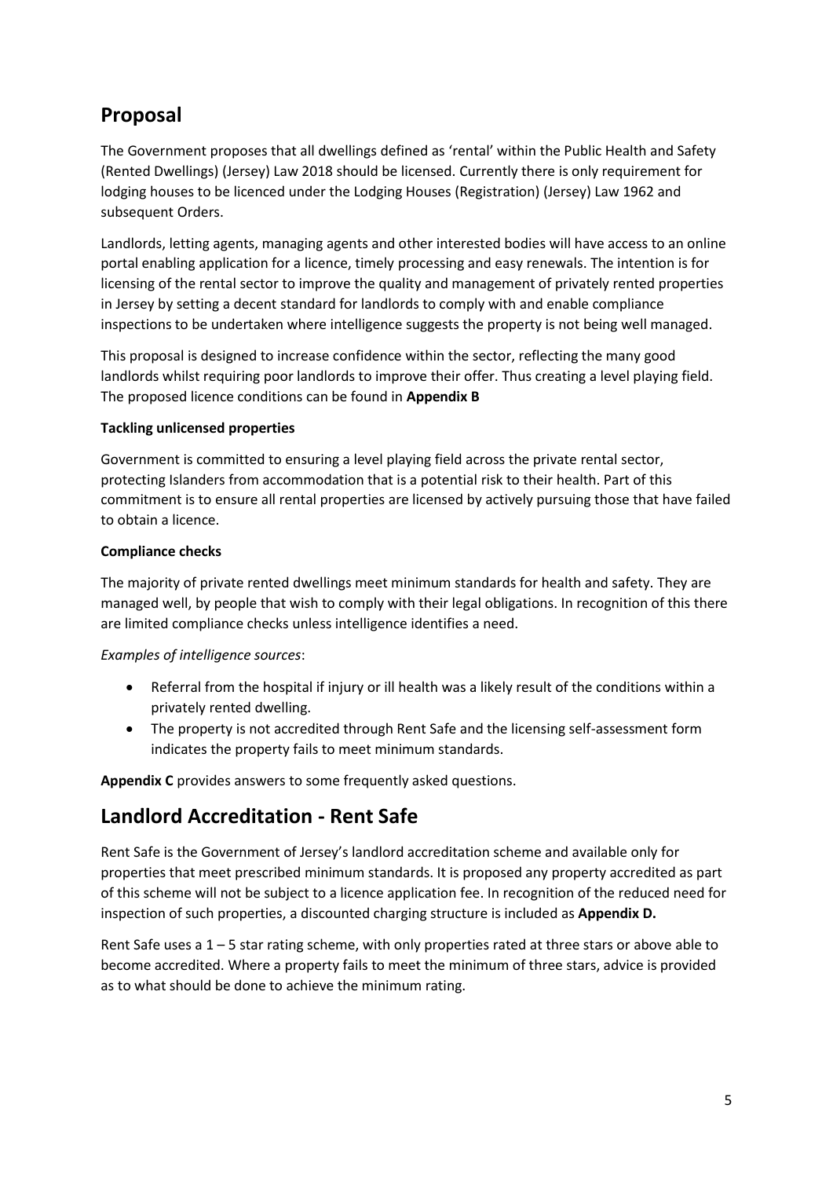## Proposal

The Government proposes that all dwellings defined as 'rental' within the Public Health and Safety (Rented Dwellings) (Jersey) Law 2018 should be licensed. Currently there is only requirement for lodging houses to be licenced under the Lodging Houses (Registration) (Jersey) Law 1962 and subsequent Orders.

Landlords, letting agents, managing agents and other interested bodies will have access to an online portal enabling application for a licence, timely processing and easy renewals. The intention is for licensing of the rental sector to improve the quality and management of privately rented properties in Jersey by setting a decent standard for landlords to comply with and enable compliance inspections to be undertaken where intelligence suggests the property is not being well managed.

This proposal is designed to increase confidence within the sector, reflecting the many good landlords whilst requiring poor landlords to improve their offer. Thus creating a level playing field. The proposed licence conditions can be found in **Appendix B**

**Tackling unlicensed properties**

Government is committed to ensuring a level playing field across the private rental sector, protecting Islanders from accommodation that is a potential risk to their health. Part of this commitment is to ensure all rental properties are licensed by actively pursuing those that have failed to obtain a licence.

**Compliance checks**

The majority of private rented dwellings meet minimum standards for health and safety. They are managed well, by people that wish to comply with their legal obligations. In recognition of this there are limited compliance checks unless intelligence identifies a need.

*Examples of intelligence sources*:

- Referral from the hospital if injury or ill health was a likely result of the conditions within a privately rented dwelling.
- The property is not accredited through Rent Safe and the licensing self-assessment form indicates the property fails to meet minimum standards.

**Appendix C** provides answers to some frequently asked questions.

## Landlord Accreditation - Rent Safe

Rent Safe is the Government of Jersey's landlord accreditation scheme and available only for properties that meet prescribed minimum standards. It is proposed any property accredited as part of this scheme will not be subject to a licence application fee. In recognition of the reduced need for inspection of such properties, a discounted charging structure is included as **Appendix D.**

Rent Safe uses a 1 – 5 star rating scheme, with only properties rated at three stars or above able to become accredited. Where a property fails to meet the minimum of three stars, advice is provided as to what should be done to achieve the minimum rating.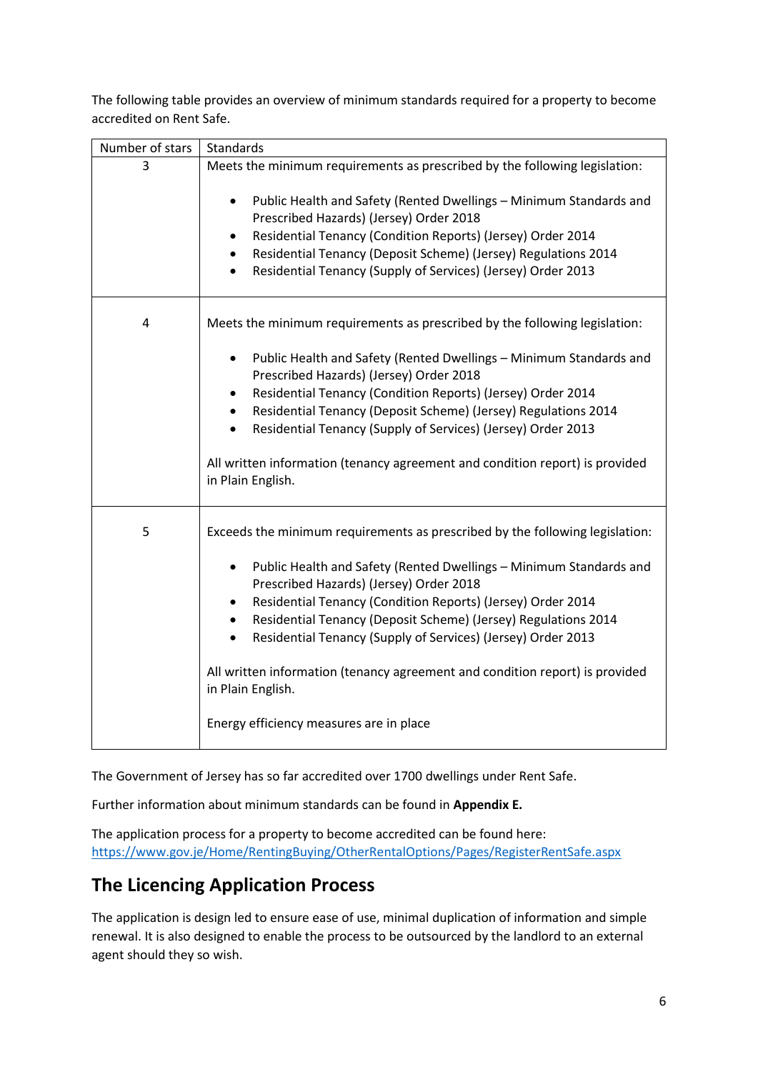The following table provides an overview of minimum standards required for a property to become accredited on Rent Safe.

| Number of stars | Standards |
|---|---|
| 3 | Meets the minimum requirements as prescribed by the following legislation:<br><br>• Public Health and Safety (Rented Dwellings – Minimum Standards and Prescribed Hazards) (Jersey) Order 2018<br>• Residential Tenancy (Condition Reports) (Jersey) Order 2014<br>• Residential Tenancy (Deposit Scheme) (Jersey) Regulations 2014<br>• Residential Tenancy (Supply of Services) (Jersey) Order 2013 |
| 4 | Meets the minimum requirements as prescribed by the following legislation:<br><br>• Public Health and Safety (Rented Dwellings – Minimum Standards and Prescribed Hazards) (Jersey) Order 2018<br>• Residential Tenancy (Condition Reports) (Jersey) Order 2014<br>• Residential Tenancy (Deposit Scheme) (Jersey) Regulations 2014<br>• Residential Tenancy (Supply of Services) (Jersey) Order 2013<br><br>All written information (tenancy agreement and condition report) is provided in Plain English. |
| 5 | Exceeds the minimum requirements as prescribed by the following legislation:<br><br>• Public Health and Safety (Rented Dwellings – Minimum Standards and Prescribed Hazards) (Jersey) Order 2018<br>• Residential Tenancy (Condition Reports) (Jersey) Order 2014<br>• Residential Tenancy (Deposit Scheme) (Jersey) Regulations 2014<br>• Residential Tenancy (Supply of Services) (Jersey) Order 2013<br><br>All written information (tenancy agreement and condition report) is provided in Plain English.<br><br>Energy efficiency measures are in place |

The Government of Jersey has so far accredited over 1700 dwellings under Rent Safe.

Further information about minimum standards can be found in **Appendix E.**

The application process for a property to become accredited can be found here: https://www.gov.je/Home/RentingBuying/OtherRentalOptions/Pages/RegisterRentSafe.aspx

## The Licencing Application Process

The application is design led to ensure ease of use, minimal duplication of information and simple renewal. It is also designed to enable the process to be outsourced by the landlord to an external agent should they so wish.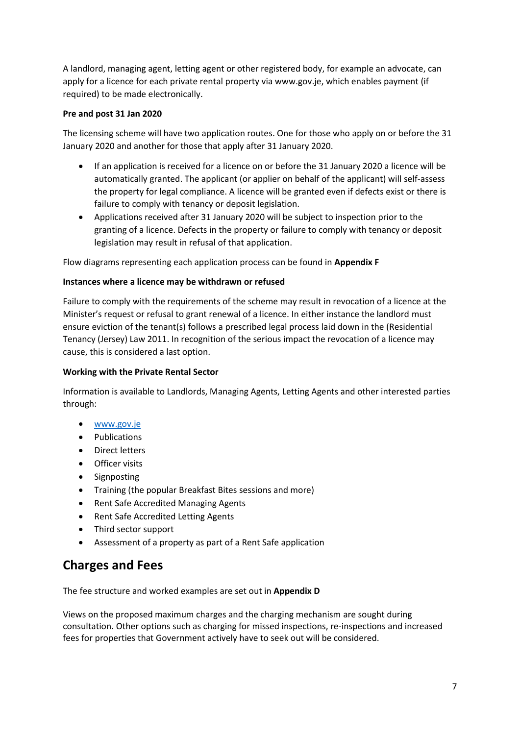A landlord, managing agent, letting agent or other registered body, for example an advocate, can apply for a licence for each private rental property via www.gov.je, which enables payment (if required) to be made electronically.

**Pre and post 31 Jan 2020**

The licensing scheme will have two application routes. One for those who apply on or before the 31 January 2020 and another for those that apply after 31 January 2020.

- If an application is received for a licence on or before the 31 January 2020 a licence will be automatically granted. The applicant (or applier on behalf of the applicant) will self-assess the property for legal compliance. A licence will be granted even if defects exist or there is failure to comply with tenancy or deposit legislation.
- Applications received after 31 January 2020 will be subject to inspection prior to the granting of a licence. Defects in the property or failure to comply with tenancy or deposit legislation may result in refusal of that application.

Flow diagrams representing each application process can be found in **Appendix F**

**Instances where a licence may be withdrawn or refused**

Failure to comply with the requirements of the scheme may result in revocation of a licence at the Minister's request or refusal to grant renewal of a licence. In either instance the landlord must ensure eviction of the tenant(s) follows a prescribed legal process laid down in the (Residential Tenancy (Jersey) Law 2011. In recognition of the serious impact the revocation of a licence may cause, this is considered a last option.

**Working with the Private Rental Sector**

Information is available to Landlords, Managing Agents, Letting Agents and other interested parties through:

- www.gov.je
- Publications
- Direct letters
- Officer visits
- Signposting
- Training (the popular Breakfast Bites sessions and more)
- Rent Safe Accredited Managing Agents
- Rent Safe Accredited Letting Agents
- Third sector support
- Assessment of a property as part of a Rent Safe application

## Charges and Fees

The fee structure and worked examples are set out in **Appendix D**

Views on the proposed maximum charges and the charging mechanism are sought during consultation. Other options such as charging for missed inspections, re-inspections and increased fees for properties that Government actively have to seek out will be considered.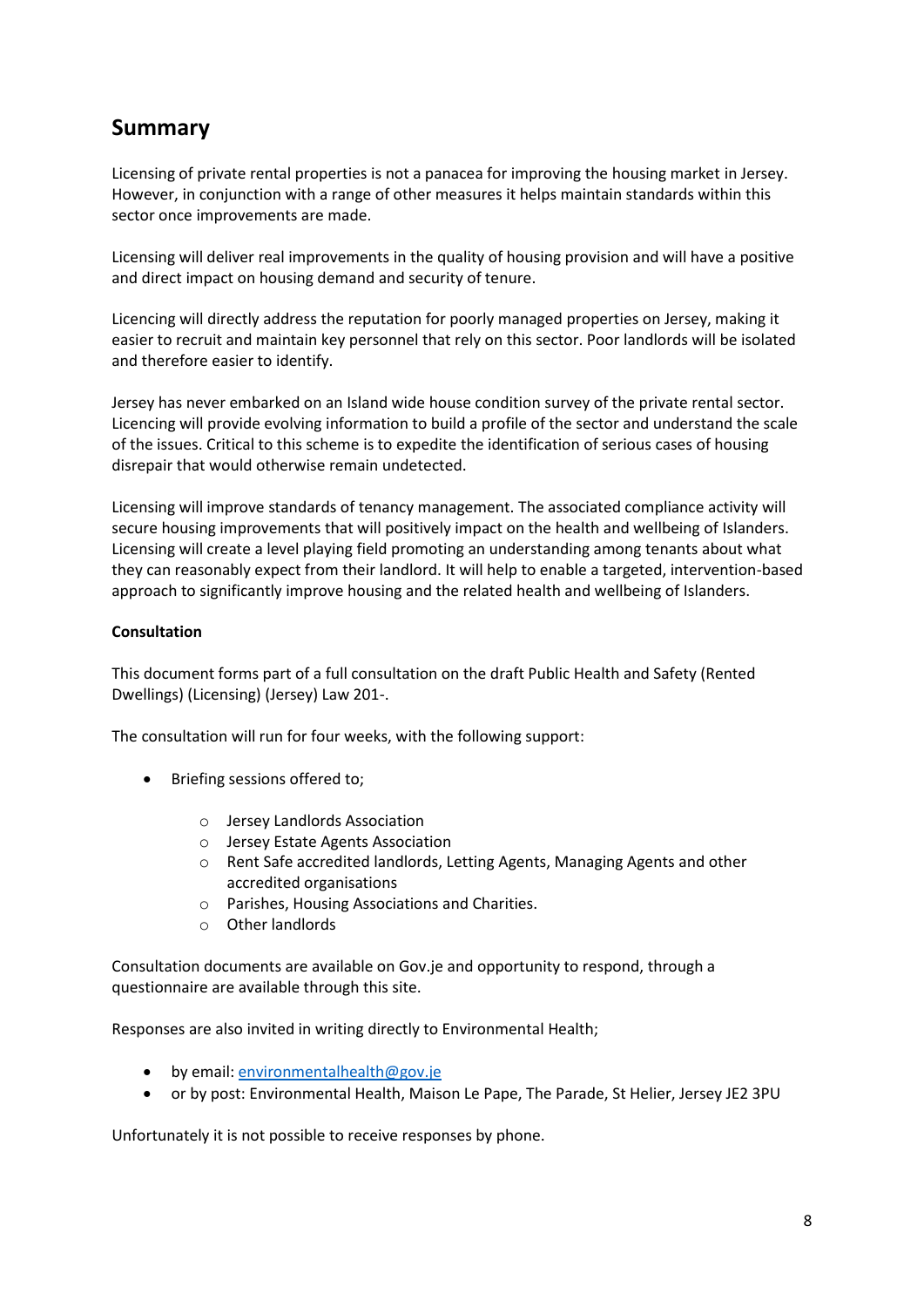## Summary

Licensing of private rental properties is not a panacea for improving the housing market in Jersey. However, in conjunction with a range of other measures it helps maintain standards within this sector once improvements are made.

Licensing will deliver real improvements in the quality of housing provision and will have a positive and direct impact on housing demand and security of tenure.

Licencing will directly address the reputation for poorly managed properties on Jersey, making it easier to recruit and maintain key personnel that rely on this sector. Poor landlords will be isolated and therefore easier to identify.

Jersey has never embarked on an Island wide house condition survey of the private rental sector. Licencing will provide evolving information to build a profile of the sector and understand the scale of the issues. Critical to this scheme is to expedite the identification of serious cases of housing disrepair that would otherwise remain undetected.

Licensing will improve standards of tenancy management. The associated compliance activity will secure housing improvements that will positively impact on the health and wellbeing of Islanders. Licensing will create a level playing field promoting an understanding among tenants about what they can reasonably expect from their landlord. It will help to enable a targeted, intervention-based approach to significantly improve housing and the related health and wellbeing of Islanders.

**Consultation**

This document forms part of a full consultation on the draft Public Health and Safety (Rented Dwellings) (Licensing) (Jersey) Law 201-.

The consultation will run for four weeks, with the following support:

- Briefing sessions offered to;
  - Jersey Landlords Association
  - Jersey Estate Agents Association
  - Rent Safe accredited landlords, Letting Agents, Managing Agents and other accredited organisations
  - Parishes, Housing Associations and Charities.
  - Other landlords

Consultation documents are available on Gov.je and opportunity to respond, through a questionnaire are available through this site.

Responses are also invited in writing directly to Environmental Health;

- by email: environmentalhealth@gov.je
- or by post: Environmental Health, Maison Le Pape, The Parade, St Helier, Jersey JE2 3PU

Unfortunately it is not possible to receive responses by phone.